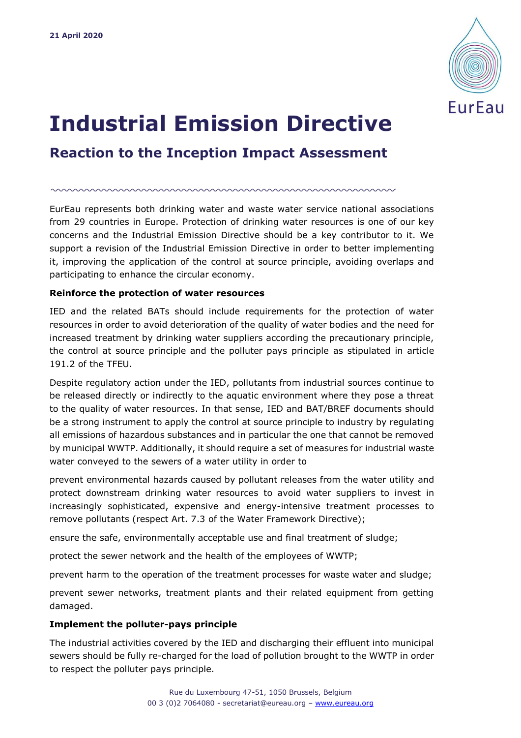**21 April 2020**

# Industrial Emission Directive

## Reaction to the Inception Impact Assessment

EurEau represents both drinking water and waste water service national associations from 29 countries in Europe. Protection of drinking water resources is one of our key concerns and the Industrial Emission Directive should be a key contributor to it. We support a revision of the Industrial Emission Directive in order to better implementing it, improving the application of the control at source principle, avoiding overlaps and participating to enhance the circular economy.

**Reinforce the protection of water resources**

IED and the related BATs should include requirements for the protection of water resources in order to avoid deterioration of the quality of water bodies and the need for increased treatment by drinking water suppliers according the precautionary principle, the control at source principle and the polluter pays principle as stipulated in article 191.2 of the TFEU.

Despite regulatory action under the IED, pollutants from industrial sources continue to be released directly or indirectly to the aquatic environment where they pose a threat to the quality of water resources. In that sense, IED and BAT/BREF documents should be a strong instrument to apply the control at source principle to industry by regulating all emissions of hazardous substances and in particular the one that cannot be removed by municipal WWTP. Additionally, it should require a set of measures for industrial waste water conveyed to the sewers of a water utility in order to

prevent environmental hazards caused by pollutant releases from the water utility and protect downstream drinking water resources to avoid water suppliers to invest in increasingly sophisticated, expensive and energy-intensive treatment processes to remove pollutants (respect Art. 7.3 of the Water Framework Directive);

ensure the safe, environmentally acceptable use and final treatment of sludge;

protect the sewer network and the health of the employees of WWTP;

prevent harm to the operation of the treatment processes for waste water and sludge;

prevent sewer networks, treatment plants and their related equipment from getting damaged.

**Implement the polluter-pays principle**

The industrial activities covered by the IED and discharging their effluent into municipal sewers should be fully re-charged for the load of pollution brought to the WWTP in order to respect the polluter pays principle.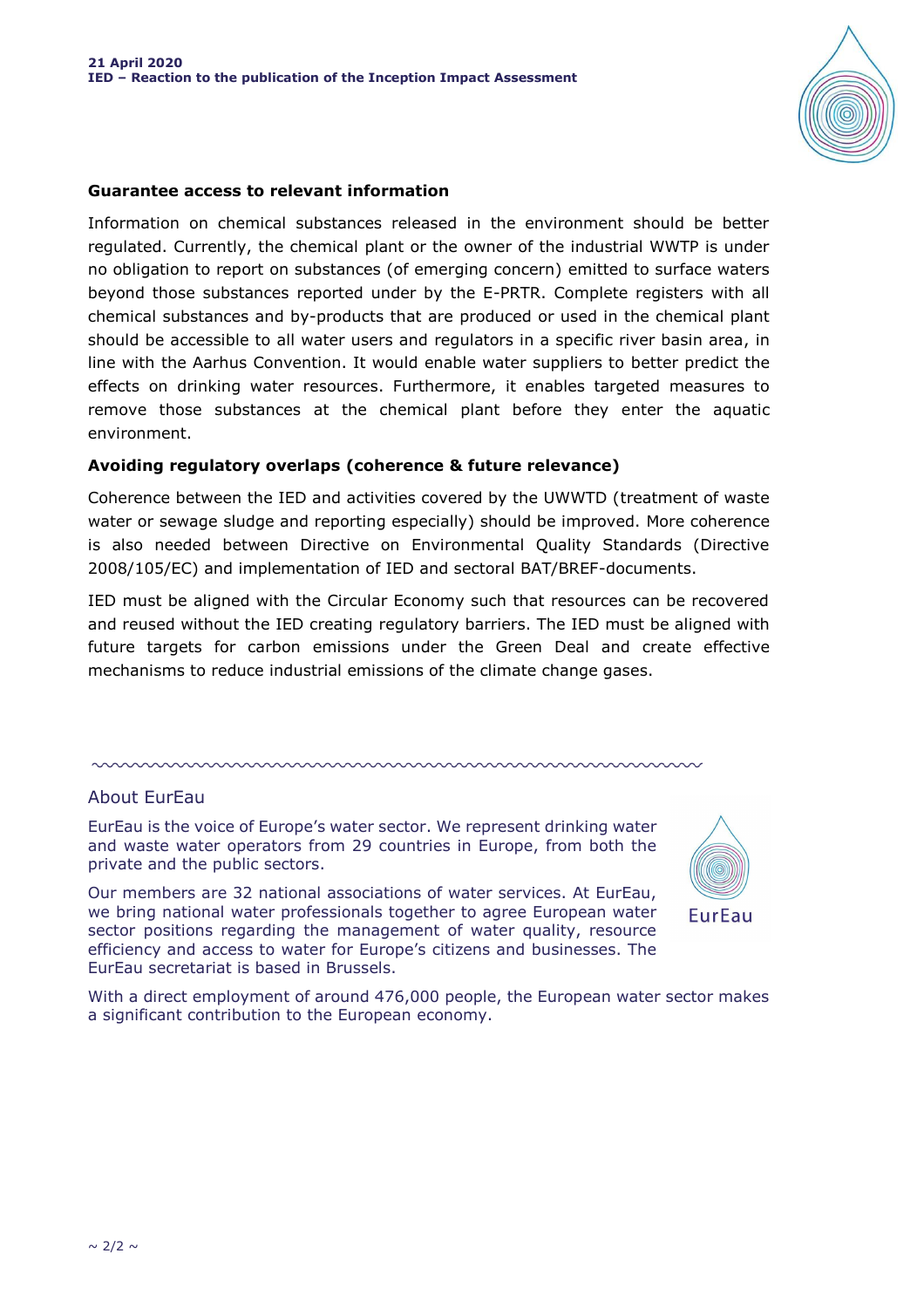## Guarantee access to relevant information

Information on chemical substances released in the environment should be better regulated. Currently, the chemical plant or the owner of the industrial WWTP is under no obligation to report on substances (of emerging concern) emitted to surface waters beyond those substances reported under by the E-PRTR. Complete registers with all chemical substances and by-products that are produced or used in the chemical plant should be accessible to all water users and regulators in a specific river basin area, in line with the Aarhus Convention. It would enable water suppliers to better predict the effects on drinking water resources. Furthermore, it enables targeted measures to remove those substances at the chemical plant before they enter the aquatic environment.

## Avoiding regulatory overlaps (coherence & future relevance)

Coherence between the IED and activities covered by the UWWTD (treatment of waste water or sewage sludge and reporting especially) should be improved. More coherence is also needed between Directive on Environmental Quality Standards (Directive 2008/105/EC) and implementation of IED and sectoral BAT/BREF-documents.

IED must be aligned with the Circular Economy such that resources can be recovered and reused without the IED creating regulatory barriers. The IED must be aligned with future targets for carbon emissions under the Green Deal and create effective mechanisms to reduce industrial emissions of the climate change gases.

---

## About EurEau

EurEau is the voice of Europe's water sector. We represent drinking water and waste water operators from 29 countries in Europe, from both the private and the public sectors.

Our members are 32 national associations of water services. At EurEau, we bring national water professionals together to agree European water sector positions regarding the management of water quality, resource efficiency and access to water for Europe's citizens and businesses. The EurEau secretariat is based in Brussels.

With a direct employment of around 476,000 people, the European water sector makes a significant contribution to the European economy.